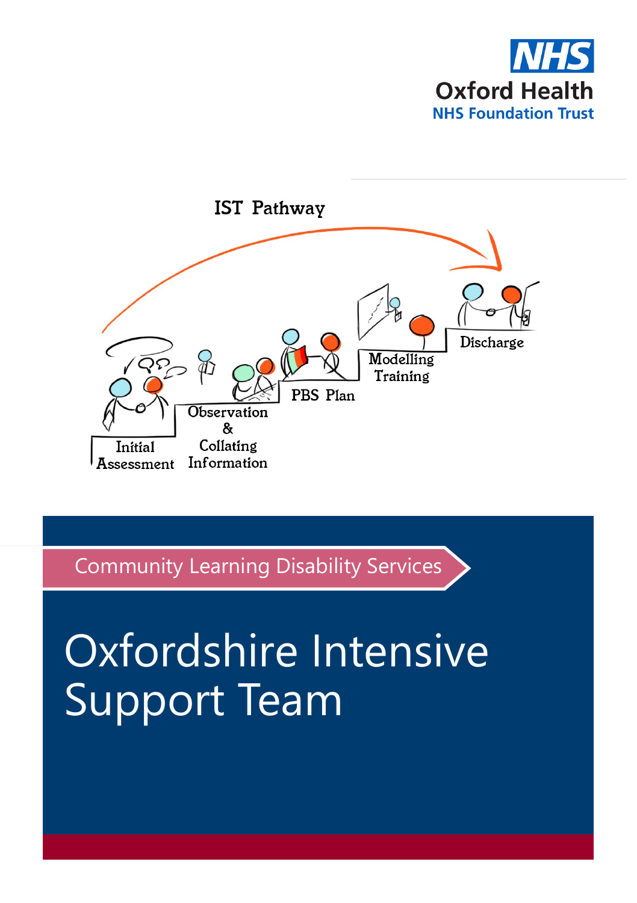NHS
Oxford Health
NHS Foundation Trust

IST Pathway

Initial Assessment

Observation & Collating Information

PBS Plan

Modelling Training

Discharge

Community Learning Disability Services

# Oxfordshire Intensive Support Team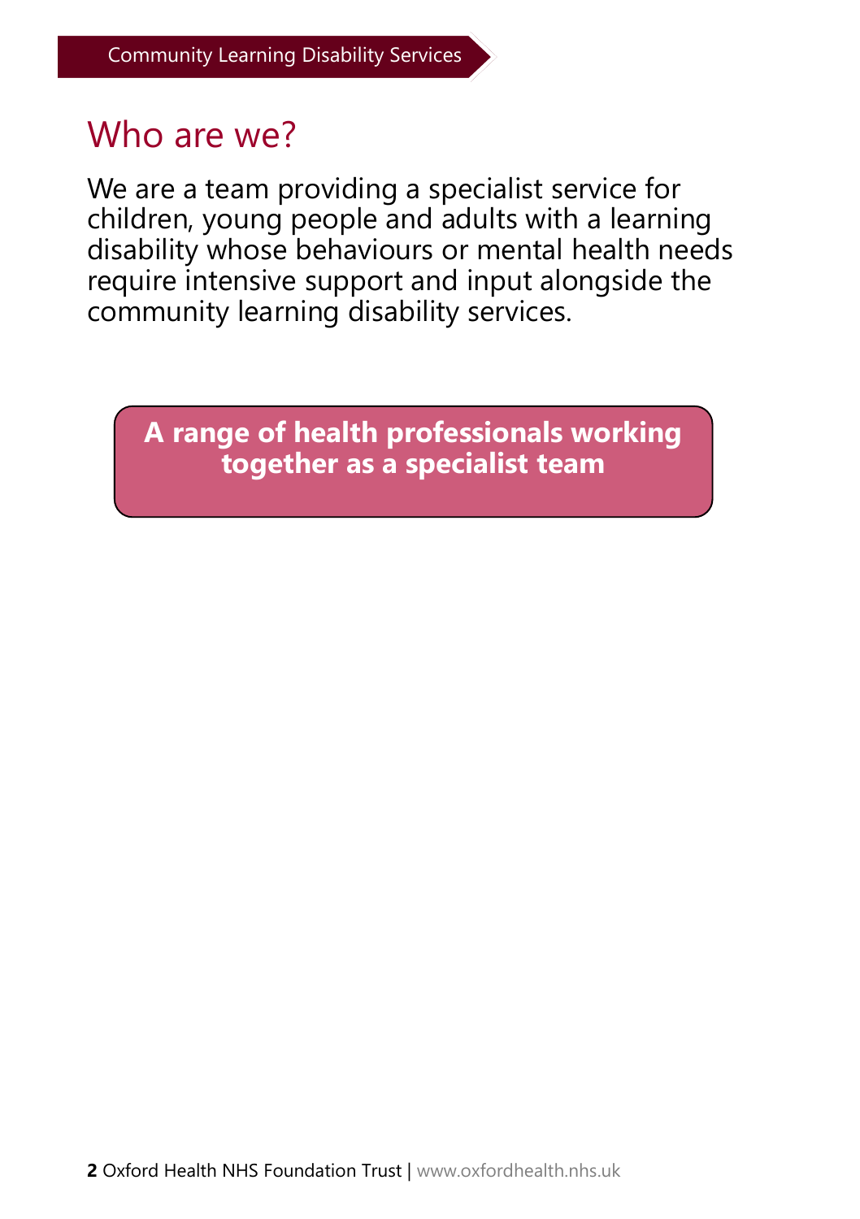## Who are we?

We are a team providing a specialist service for children, young people and adults with a learning disability whose behaviours or mental health needs require intensive support and input alongside the community learning disability services.

**A range of health professionals working together as a specialist team**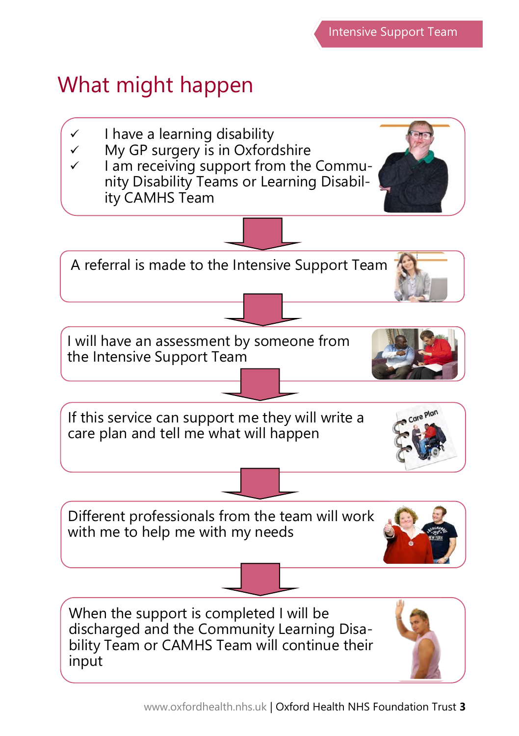# What might happen

- ✓ I have a learning disability
- ✓ My GP surgery is in Oxfordshire
- ✓ I am receiving support from the Community Disability Teams or Learning Disability CAMHS Team

↓

A referral is made to the Intensive Support Team

↓

I will have an assessment by someone from the Intensive Support Team

↓

If this service can support me they will write a care plan and tell me what will happen

↓

Different professionals from the team will work with me to help me with my needs

↓

When the support is completed I will be discharged and the Community Learning Disability Team or CAMHS Team will continue their input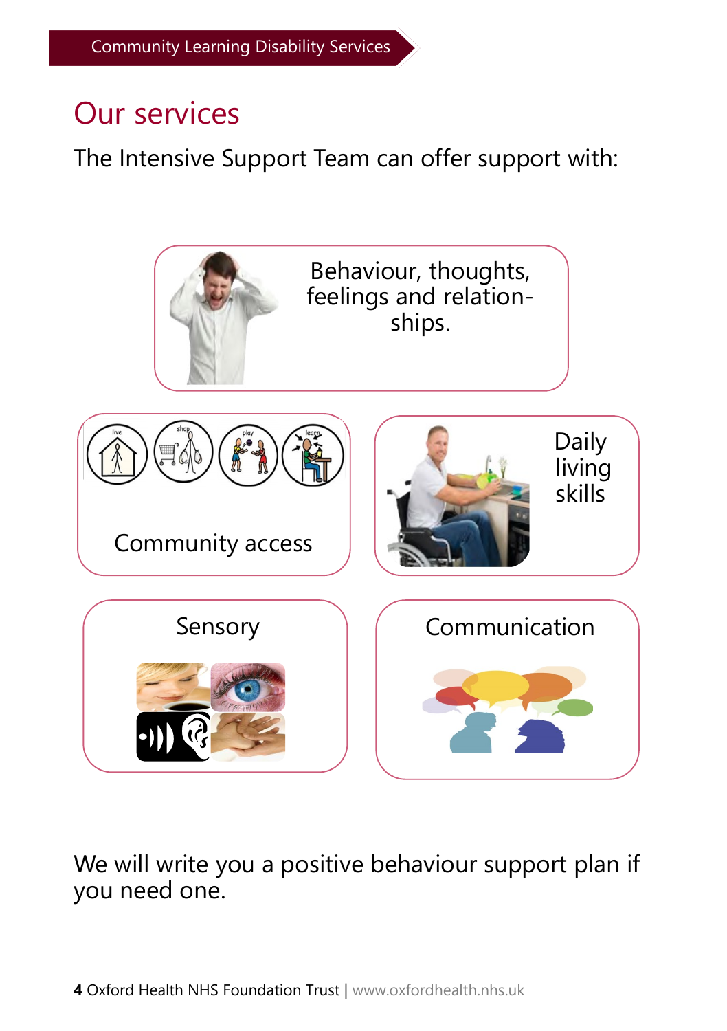## Our services

The Intensive Support Team can offer support with:

- Behaviour, thoughts, feelings and relationships.
- Community access
- Daily living skills
- Sensory
- Communication

We will write you a positive behaviour support plan if you need one.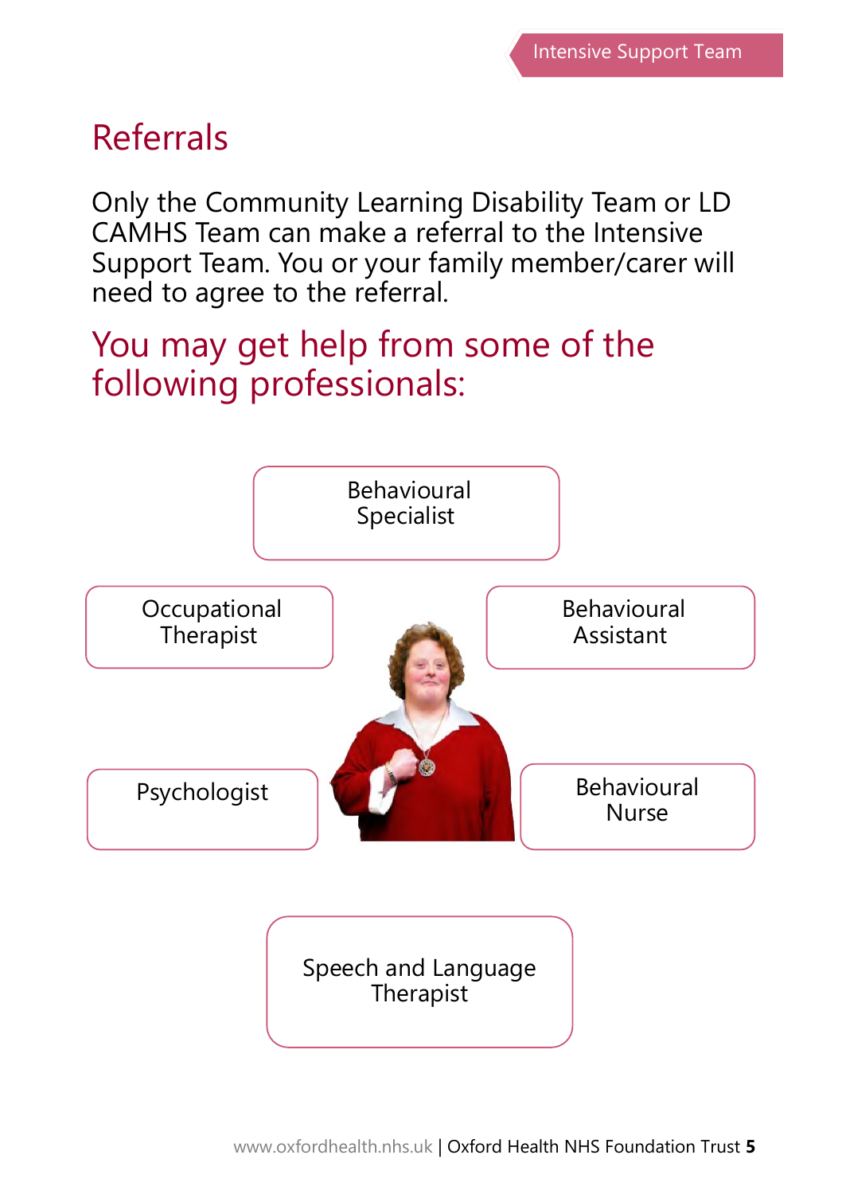## Referrals

Only the Community Learning Disability Team or LD CAMHS Team can make a referral to the Intensive Support Team. You or your family member/carer will need to agree to the referral.

## You may get help from some of the following professionals:

- Behavioural Specialist
- Occupational Therapist
- Behavioural Assistant
- Psychologist
- Behavioural Nurse
- Speech and Language Therapist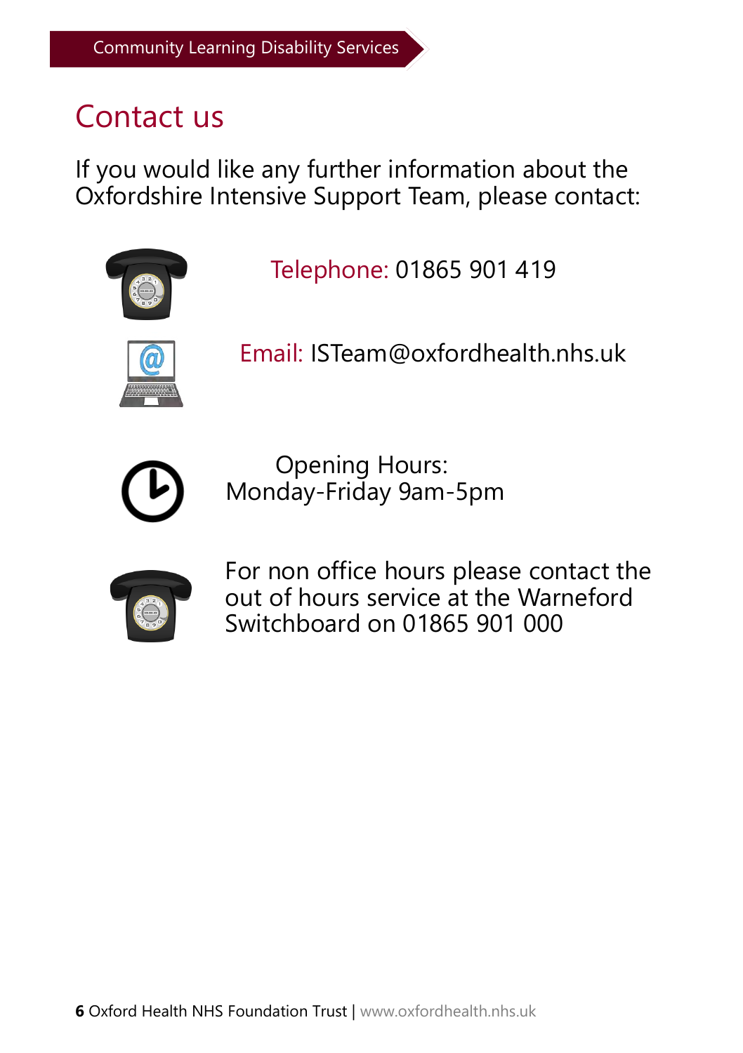# Contact us

If you would like any further information about the Oxfordshire Intensive Support Team, please contact:

Telephone: 01865 901 419

Email: ISTeam@oxfordhealth.nhs.uk

Opening Hours:
Monday-Friday 9am-5pm

For non office hours please contact the out of hours service at the Warneford Switchboard on 01865 901 000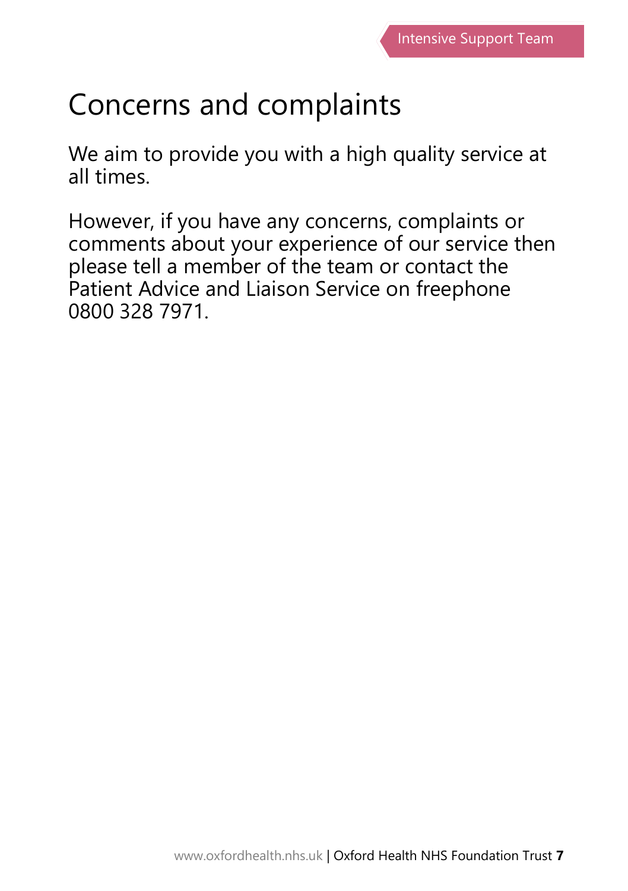# Concerns and complaints

We aim to provide you with a high quality service at all times.

However, if you have any concerns, complaints or comments about your experience of our service then please tell a member of the team or contact the Patient Advice and Liaison Service on freephone 0800 328 7971.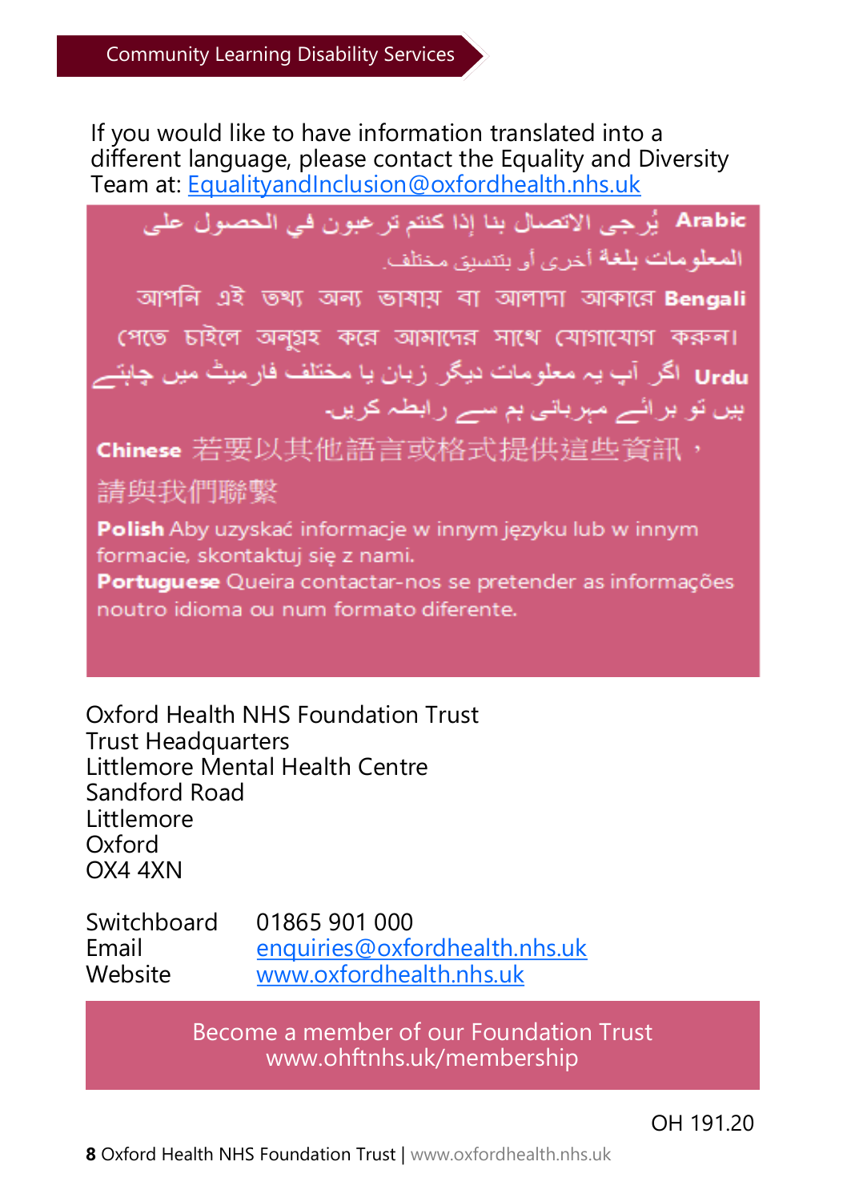If you would like to have information translated into a different language, please contact the Equality and Diversity Team at: EqualityandInclusion@oxfordhealth.nhs.uk

**Arabic** يُرجى الاتصال بنا إذا كنتم ترغبون في الحصول على المعلومات بلغة أخرى أو بتنسيق مختلف.

**Bengali** আপনি এই তথ্য অন্য ভাষায় বা আলাদা আকারে পেতে চাইলে অনুগ্রহ করে আমাদের সাথে যোগাযোগ করুন।

**Urdu** اگر آپ یہ معلومات دیگر زبان یا مختلف فارمیٹ میں چاہتے ہیں تو برائے مہربانی ہم سے رابطہ کریں۔

**Chinese** 若要以其他語言或格式提供這些資訊，請與我們聯繫

**Polish** Aby uzyskać informacje w innym języku lub w innym formacie, skontaktuj się z nami.

**Portuguese** Queira contactar-nos se pretender as informações noutro idioma ou num formato diferente.

Oxford Health NHS Foundation Trust
Trust Headquarters
Littlemore Mental Health Centre
Sandford Road
Littlemore
Oxford
OX4 4XN

Switchboard 01865 901 000
Email enquiries@oxfordhealth.nhs.uk
Website www.oxfordhealth.nhs.uk

Become a member of our Foundation Trust
www.ohftnhs.uk/membership

OH 191.20